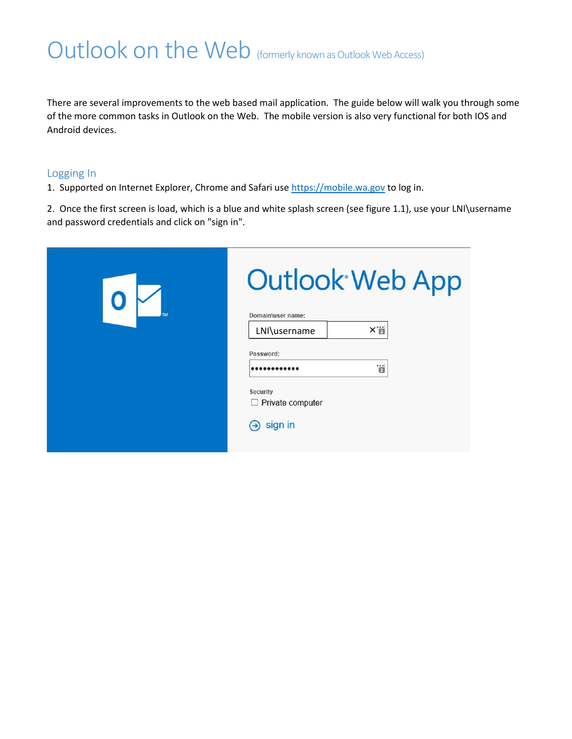# Outlook on the Web (formerly known as Outlook Web Access)

There are several improvements to the web based mail application. The guide below will walk you through some of the more common tasks in Outlook on the Web. The mobile version is also very functional for both IOS and Android devices.

## Logging In

1. Supported on Internet Explorer, Chrome and Safari use [https://mobile.wa.gov](https://mobile.wa.gov) to log in.

2. Once the first screen is load, which is a blue and white splash screen (see figure 1.1), use your LNI\username and password credentials and click on "sign in".

Outlook Web App

Domain\user name:

LNI\username

Password:

••••••••••••

Security

☐ Private computer

sign in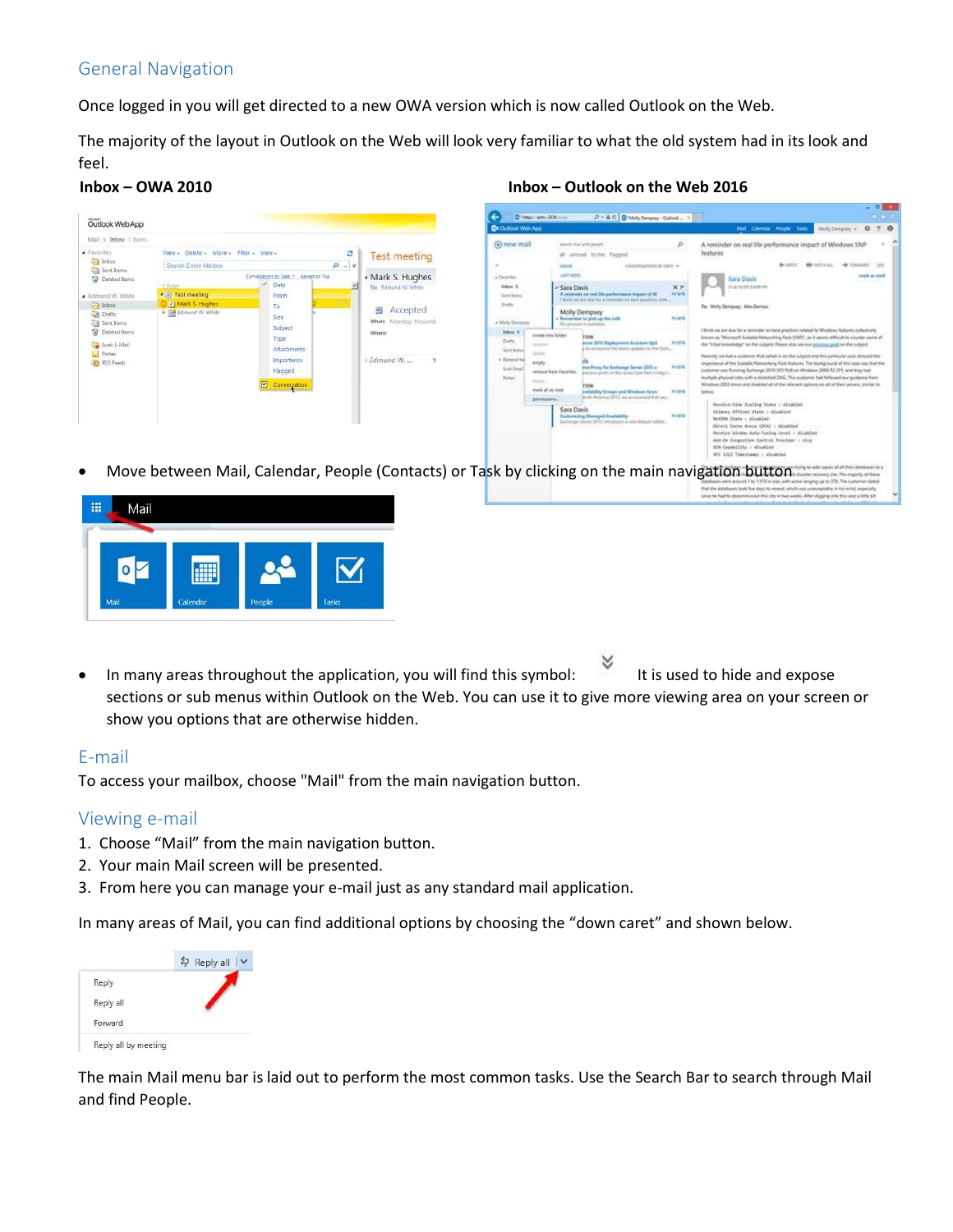## General Navigation

Once logged in you will get directed to a new OWA version which is now called Outlook on the Web.

The majority of the layout in Outlook on the Web will look very familiar to what the old system had in its look and feel.

**Inbox – OWA 2010** **Inbox – Outlook on the Web 2016**

- Move between Mail, Calendar, People (Contacts) or Task by clicking on the main navigation button
- In many areas throughout the application, you will find this symbol: It is used to hide and expose sections or sub menus within Outlook on the Web. You can use it to give more viewing area on your screen or show you options that are otherwise hidden.

## E-mail

To access your mailbox, choose "Mail" from the main navigation button.

## Viewing e-mail

1. Choose “Mail” from the main navigation button.
2. Your main Mail screen will be presented.
3. From here you can manage your e-mail just as any standard mail application.

In many areas of Mail, you can find additional options by choosing the “down caret” and shown below.

The main Mail menu bar is laid out to perform the most common tasks. Use the Search Bar to search through Mail and find People.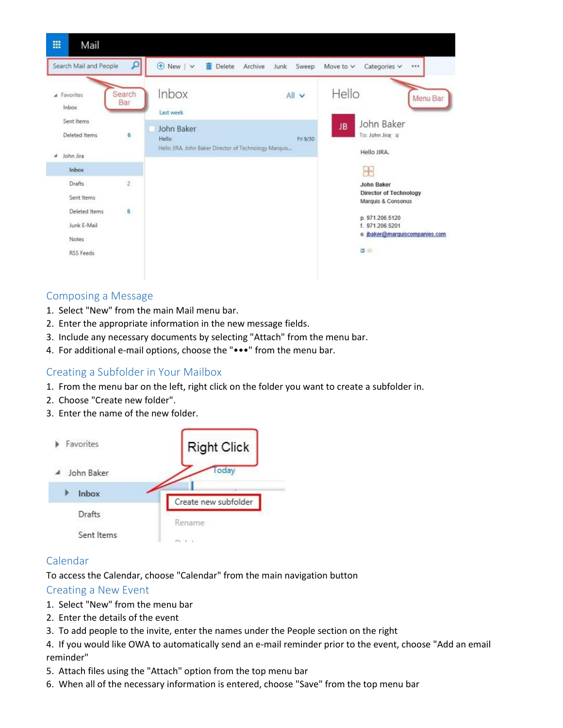## Composing a Message

1. Select "New" from the main Mail menu bar.
2. Enter the appropriate information in the new message fields.
3. Include any necessary documents by selecting "Attach" from the menu bar.
4. For additional e-mail options, choose the "•••" from the menu bar.

## Creating a Subfolder in Your Mailbox

1. From the menu bar on the left, right click on the folder you want to create a subfolder in.
2. Choose "Create new folder".
3. Enter the name of the new folder.

## Calendar

To access the Calendar, choose "Calendar" from the main navigation button

## Creating a New Event

1. Select "New" from the menu bar
2. Enter the details of the event
3. To add people to the invite, enter the names under the People section on the right
4. If you would like OWA to automatically send an e-mail reminder prior to the event, choose "Add an email reminder"
5. Attach files using the "Attach" option from the top menu bar
6. When all of the necessary information is entered, choose "Save" from the top menu bar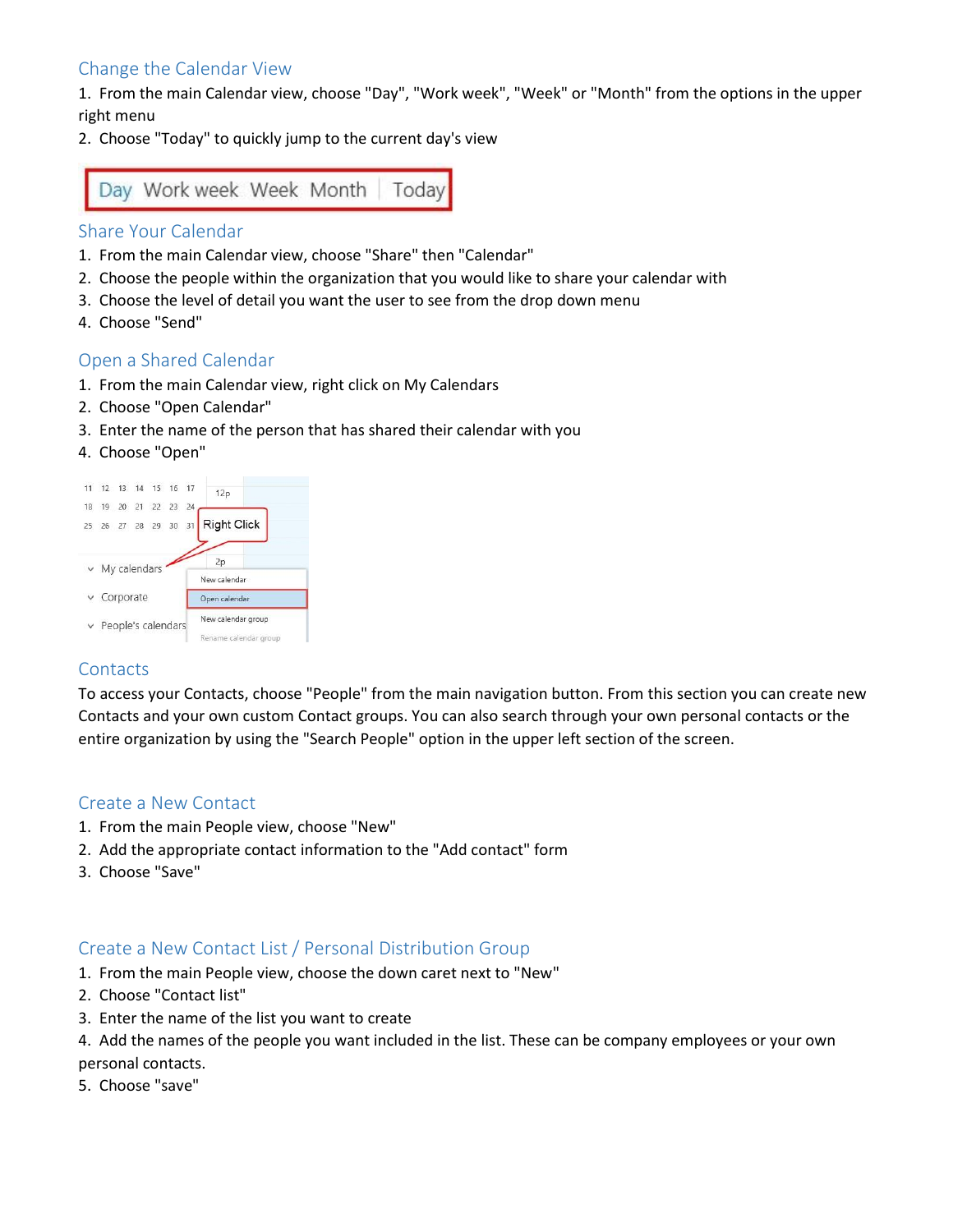## Change the Calendar View

1. From the main Calendar view, choose "Day", "Work week", "Week" or "Month" from the options in the upper right menu
2. Choose "Today" to quickly jump to the current day's view

## Share Your Calendar

1. From the main Calendar view, choose "Share" then "Calendar"
2. Choose the people within the organization that you would like to share your calendar with
3. Choose the level of detail you want the user to see from the drop down menu
4. Choose "Send"

## Open a Shared Calendar

1. From the main Calendar view, right click on My Calendars
2. Choose "Open Calendar"
3. Enter the name of the person that has shared their calendar with you
4. Choose "Open"

## Contacts

To access your Contacts, choose "People" from the main navigation button. From this section you can create new Contacts and your own custom Contact groups. You can also search through your own personal contacts or the entire organization by using the "Search People" option in the upper left section of the screen.

## Create a New Contact

1. From the main People view, choose "New"
2. Add the appropriate contact information to the "Add contact" form
3. Choose "Save"

## Create a New Contact List / Personal Distribution Group

1. From the main People view, choose the down caret next to "New"
2. Choose "Contact list"
3. Enter the name of the list you want to create
4. Add the names of the people you want included in the list. These can be company employees or your own personal contacts.
5. Choose "save"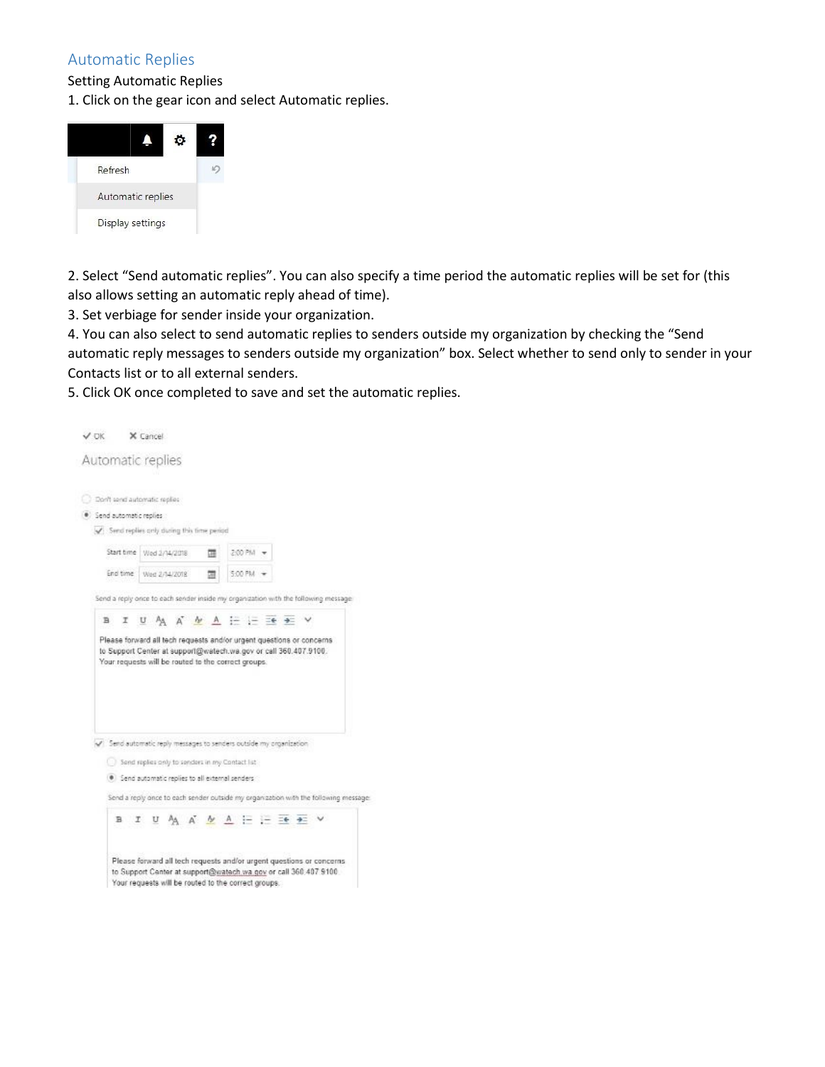## Automatic Replies

Setting Automatic Replies

1. Click on the gear icon and select Automatic replies.

2. Select “Send automatic replies”. You can also specify a time period the automatic replies will be set for (this also allows setting an automatic reply ahead of time).
3. Set verbiage for sender inside your organization.
4. You can also select to send automatic replies to senders outside my organization by checking the “Send automatic reply messages to senders outside my organization” box. Select whether to send only to sender in your Contacts list or to all external senders.
5. Click OK once completed to save and set the automatic replies.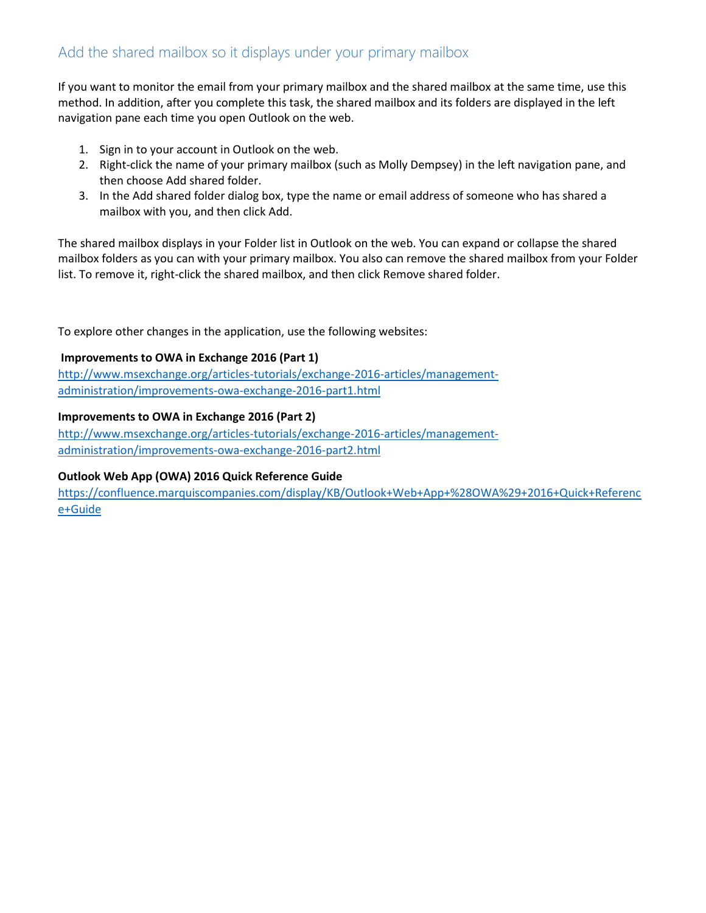## Add the shared mailbox so it displays under your primary mailbox

If you want to monitor the email from your primary mailbox and the shared mailbox at the same time, use this method. In addition, after you complete this task, the shared mailbox and its folders are displayed in the left navigation pane each time you open Outlook on the web.

1. Sign in to your account in Outlook on the web.
2. Right-click the name of your primary mailbox (such as Molly Dempsey) in the left navigation pane, and then choose Add shared folder.
3. In the Add shared folder dialog box, type the name or email address of someone who has shared a mailbox with you, and then click Add.

The shared mailbox displays in your Folder list in Outlook on the web. You can expand or collapse the shared mailbox folders as you can with your primary mailbox. You also can remove the shared mailbox from your Folder list. To remove it, right-click the shared mailbox, and then click Remove shared folder.

To explore other changes in the application, use the following websites:

**Improvements to OWA in Exchange 2016 (Part 1)**
[http://www.msexchange.org/articles-tutorials/exchange-2016-articles/management-administration/improvements-owa-exchange-2016-part1.html](http://www.msexchange.org/articles-tutorials/exchange-2016-articles/management-administration/improvements-owa-exchange-2016-part1.html)

**Improvements to OWA in Exchange 2016 (Part 2)**
[http://www.msexchange.org/articles-tutorials/exchange-2016-articles/management-administration/improvements-owa-exchange-2016-part2.html](http://www.msexchange.org/articles-tutorials/exchange-2016-articles/management-administration/improvements-owa-exchange-2016-part2.html)

**Outlook Web App (OWA) 2016 Quick Reference Guide**
[https://confluence.marquiscompanies.com/display/KB/Outlook+Web+App+%28OWA%29+2016+Quick+Reference+Guide](https://confluence.marquiscompanies.com/display/KB/Outlook+Web+App+%28OWA%29+2016+Quick+Reference+Guide)